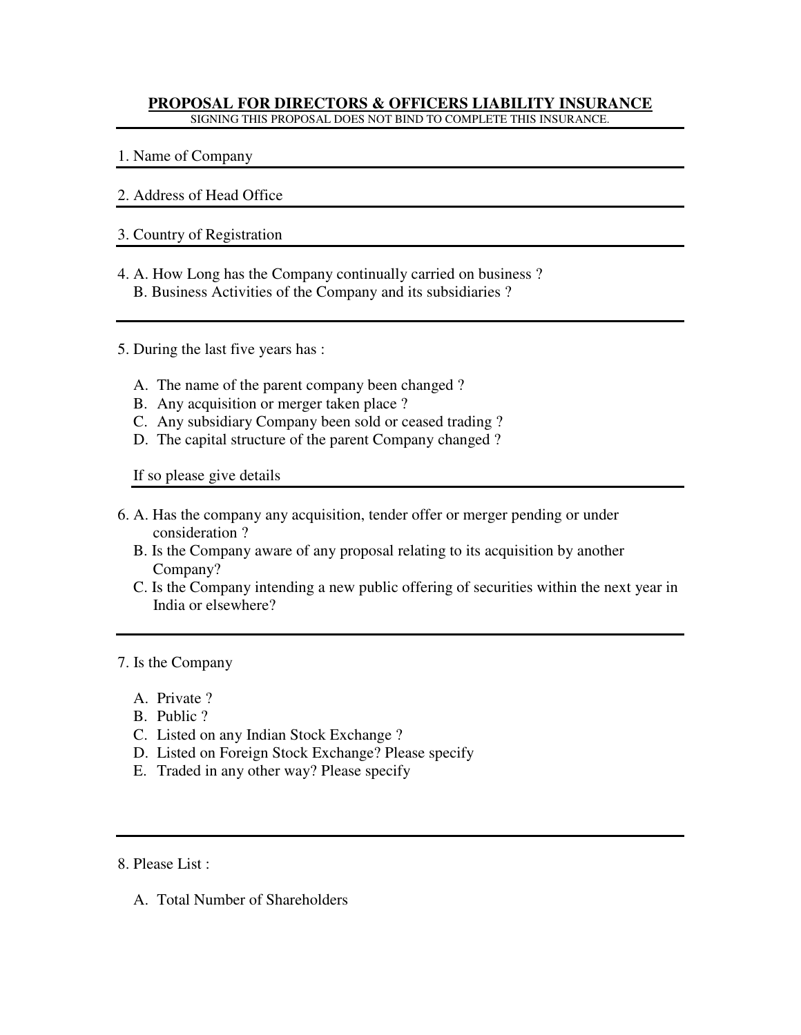# PROPOSAL FOR DIRECTORS & OFFICERS LIABILITY INSURANCE

SIGNING THIS PROPOSAL DOES NOT BIND TO COMPLETE THIS INSURANCE.

1. Name of Company

2. Address of Head Office

3. Country of Registration

4. A. How Long has the Company continually carried on business ?
   B. Business Activities of the Company and its subsidiaries ?

5. During the last five years has :

   A. The name of the parent company been changed ?
   B. Any acquisition or merger taken place ?
   C. Any subsidiary Company been sold or ceased trading ?
   D. The capital structure of the parent Company changed ?

   If so please give details

6. A. Has the company any acquisition, tender offer or merger pending or under consideration ?
   B. Is the Company aware of any proposal relating to its acquisition by another Company?
   C. Is the Company intending a new public offering of securities within the next year in India or elsewhere?

7. Is the Company

   A. Private ?
   B. Public ?
   C. Listed on any Indian Stock Exchange ?
   D. Listed on Foreign Stock Exchange? Please specify
   E. Traded in any other way? Please specify

8. Please List :

   A. Total Number of Shareholders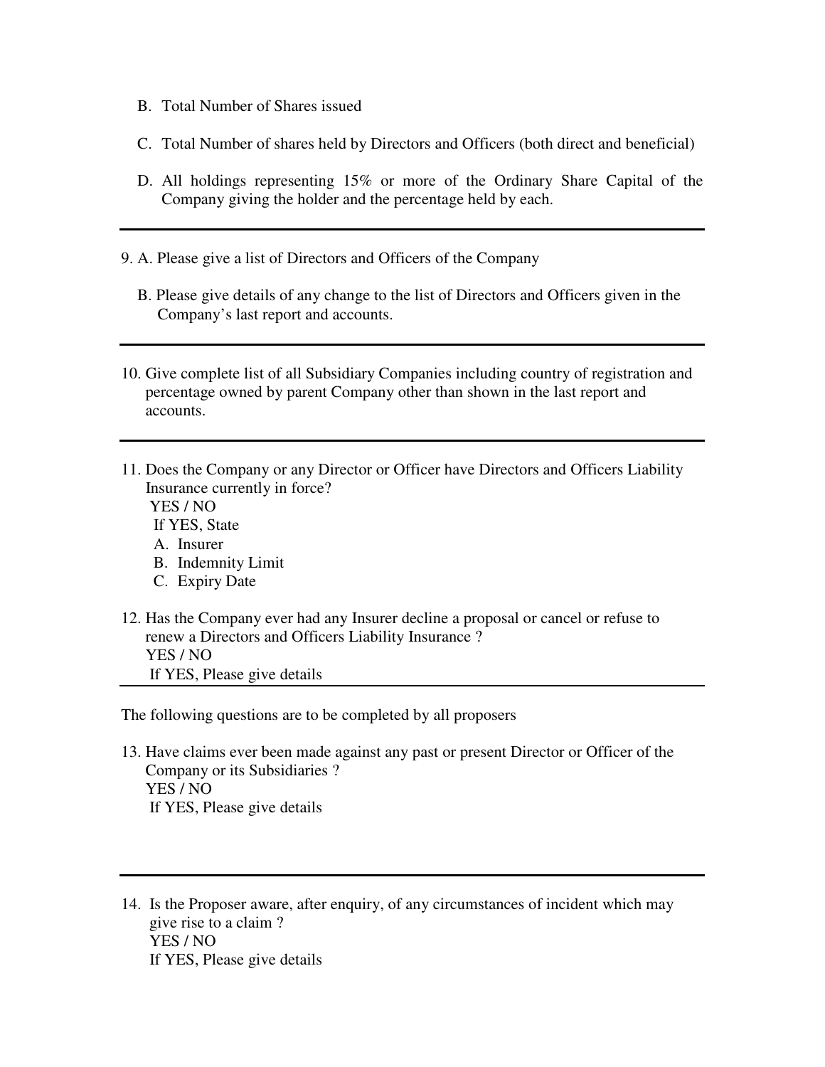B. Total Number of Shares issued

C. Total Number of shares held by Directors and Officers (both direct and beneficial)

D. All holdings representing 15% or more of the Ordinary Share Capital of the Company giving the holder and the percentage held by each.

---

9. A. Please give a list of Directors and Officers of the Company

   B. Please give details of any change to the list of Directors and Officers given in the Company's last report and accounts.

---

10. Give complete list of all Subsidiary Companies including country of registration and percentage owned by parent Company other than shown in the last report and accounts.

---

11. Does the Company or any Director or Officer have Directors and Officers Liability Insurance currently in force?
    YES / NO
    If YES, State
    A. Insurer
    B. Indemnity Limit
    C. Expiry Date

12. Has the Company ever had any Insurer decline a proposal or cancel or refuse to renew a Directors and Officers Liability Insurance ?
    YES / NO
    If YES, Please give details

---

The following questions are to be completed by all proposers

13. Have claims ever been made against any past or present Director or Officer of the Company or its Subsidiaries ?
    YES / NO
    If YES, Please give details

---

14. Is the Proposer aware, after enquiry, of any circumstances of incident which may give rise to a claim ?
    YES / NO
    If YES, Please give details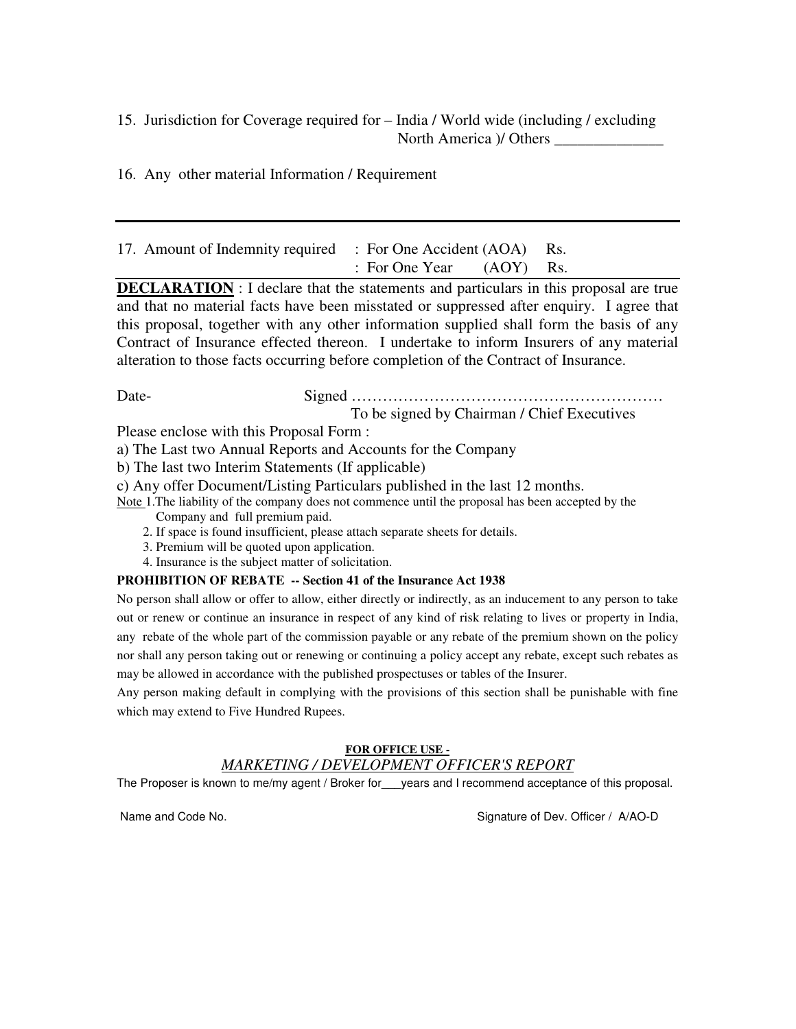15. Jurisdiction for Coverage required for – India / World wide (including / excluding North America )/ Others ______________

16. Any other material Information / Requirement

---

17. Amount of Indemnity required : For One Accident (AOA) Rs.
 : For One Year (AOY) Rs.

**DECLARATION** : I declare that the statements and particulars in this proposal are true and that no material facts have been misstated or suppressed after enquiry. I agree that this proposal, together with any other information supplied shall form the basis of any Contract of Insurance effected thereon. I undertake to inform Insurers of any material alteration to those facts occurring before completion of the Contract of Insurance.

Date- Signed ……………………………………………………
To be signed by Chairman / Chief Executives

Please enclose with this Proposal Form :

a) The Last two Annual Reports and Accounts for the Company

b) The last two Interim Statements (If applicable)

c) Any offer Document/Listing Particulars published in the last 12 months.

Note 1. The liability of the company does not commence until the proposal has been accepted by the Company and full premium paid.

2. If space is found insufficient, please attach separate sheets for details.

3. Premium will be quoted upon application.

4. Insurance is the subject matter of solicitation.

**PROHIBITION OF REBATE -- Section 41 of the Insurance Act 1938**

No person shall allow or offer to allow, either directly or indirectly, as an inducement to any person to take out or renew or continue an insurance in respect of any kind of risk relating to lives or property in India, any rebate of the whole part of the commission payable or any rebate of the premium shown on the policy nor shall any person taking out or renewing or continuing a policy accept any rebate, except such rebates as may be allowed in accordance with the published prospectuses or tables of the Insurer.

Any person making default in complying with the provisions of this section shall be punishable with fine which may extend to Five Hundred Rupees.

**FOR OFFICE USE -**

*MARKETING / DEVELOPMENT OFFICER'S REPORT*

The Proposer is known to me/my agent / Broker for___years and I recommend acceptance of this proposal.

Name and Code No. Signature of Dev. Officer / A/AO-D